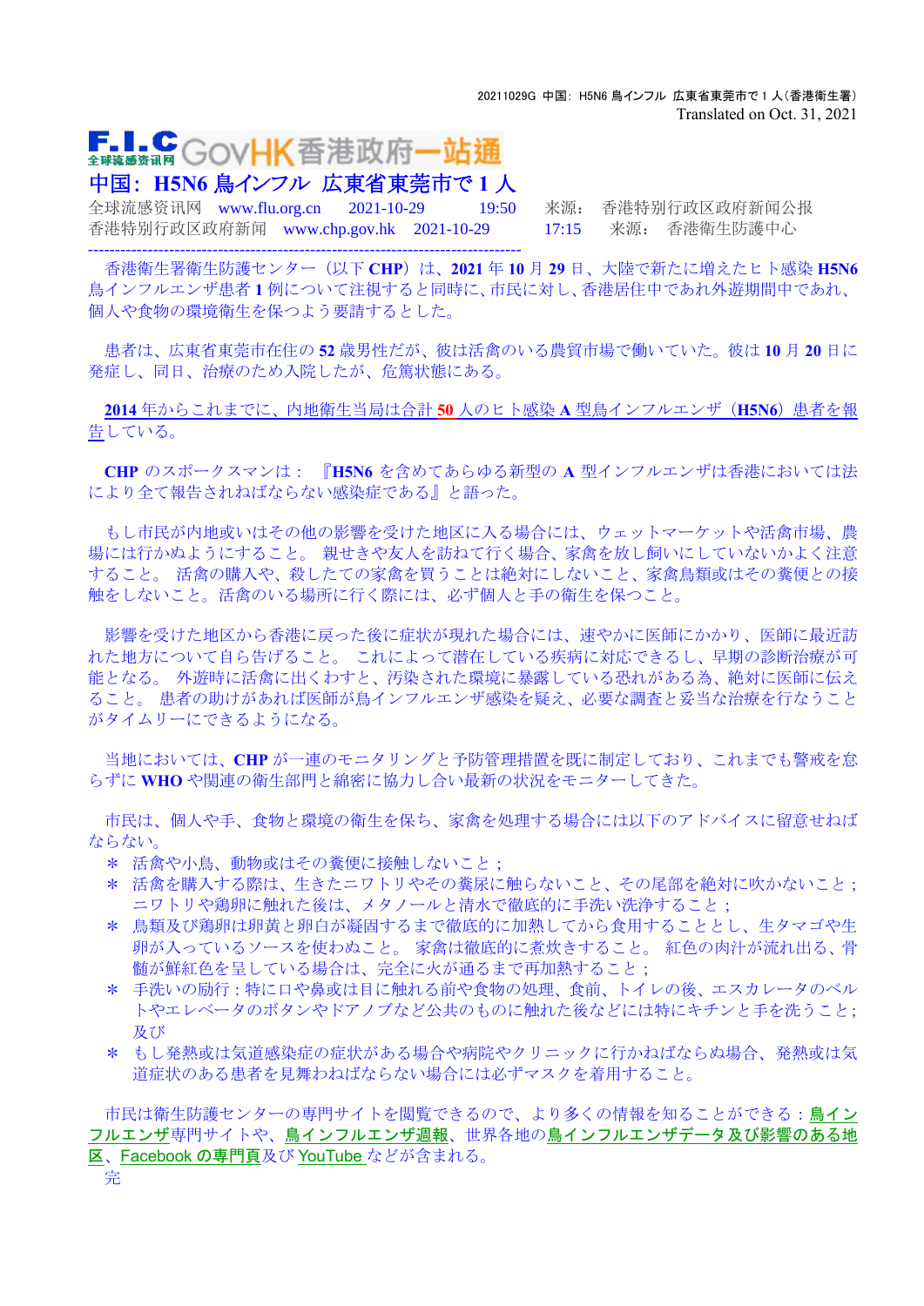20211029G 中国：H5N6 鳥インフル 広東省東莞市で 1 人（香港衛生署）
Translated on Oct. 31, 2021

F.I.C 全球流感资讯网 GovHK香港政府一站通

# 中国：H5N6 鳥インフル 広東省東莞市で 1 人

全球流感资讯网　www.flu.org.cn　2021-10-29　19:50　来源：香港特别行政区政府新闻公报
香港特別行政区政府新闻　www.chp.gov.hk　2021-10-29　17:15　来源：香港衛生防護中心

---

香港衛生署衛生防護センター（以下 **CHP**）は、**2021** 年 **10** 月 **29** 日、大陸で新たに増えたヒト感染 **H5N6** 鳥インフルエンザ患者 **1** 例について注視すると同時に、市民に対し、香港居住中であれ外遊期間中であれ、個人や食物の環境衛生を保つよう要請するとした。

患者は、広東省東莞市在住の **52** 歳男性だが、彼は活禽のいる農貿市場で働いていた。彼は **10** 月 **20** 日に発症し、同日、治療のため入院したが、危篤状態にある。

**2014** 年からこれまでに、内地衛生当局は合計 **50** 人のヒト感染 **A** 型鳥インフルエンザ（**H5N6**）患者を報告している。

**CHP** のスポークスマンは：『**H5N6** を含めてあらゆる新型の **A** 型インフルエンザは香港においては法により全て報告されねばならない感染症である』と語った。

もし市民が内地或いはその他の影響を受けた地区に入る場合には、ウェットマーケットや活禽市場、農場には行かぬようにすること。 親せきや友人を訪ねて行く場合、家禽を放し飼いにしていないかよく注意すること。 活禽の購入や、殺したての家禽を買うことは絶対にしないこと、家禽鳥類或はその糞便との接触をしないこと。活禽のいる場所に行く際には、必ず個人と手の衛生を保つこと。

影響を受けた地区から香港に戻った後に症状が現れた場合には、速やかに医師にかかり、医師に最近訪れた地方について自ら告げること。 これによって潜在している疾病に対応できるし、早期の診断治療が可能となる。 外遊時に活禽に出くわすと、汚染された環境に暴露している恐れがある為、絶対に医師に伝えること。 患者の助けがあれば医師が鳥インフルエンザ感染を疑え、必要な調査と妥当な治療を行なうことがタイムリーにできるようになる。

当地においては、**CHP** が一連のモニタリングと予防管理措置を既に制定しており、これまでも警戒を怠らずに **WHO** や関連の衛生部門と綿密に協力し合い最新の状況をモニターしてきた。

市民は、個人や手、食物と環境の衛生を保ち、家禽を処理する場合には以下のアドバイスに留意せねばならない。

＊ 活禽や小鳥、動物或はその糞便に接触しないこと；
＊ 活禽を購入する際は、生きたニワトリやその糞尿に触らないこと、その尾部を絶対に吹かないこと；ニワトリや鶏卵に触れた後は、メタノールと清水で徹底的に手洗い洗浄すること；
＊ 鳥類及び鶏卵は卵黄と卵白が凝固するまで徹底的に加熱してから食用することとし、生タマゴや生卵が入っているソースを使わぬこと。 家禽は徹底的に煮炊きすること。 紅色の肉汁が流れ出る、骨髄が鮮紅色を呈している場合は、完全に火が通るまで再加熱すること；
＊ 手洗いの励行：特に口や鼻或は目に触れる前や食物の処理、食前、トイレの後、エスカレータのベルトやエレベータのボタンやドアノブなど公共のものに触れた後などには特にキチンと手を洗うこと；及び
＊ もし発熱或は気道感染症の症状がある場合や病院やクリニックに行かねばならぬ場合、発熱或は気道症状のある患者を見舞わねばならない場合には必ずマスクを着用すること。

市民は衛生防護センターの専門サイトを閲覧できるので、より多くの情報を知ることができる：鳥インフルエンザ専門サイトや、鳥インフルエンザ週報、世界各地の鳥インフルエンザデータ及び影響のある地区、Facebook の専門頁及び YouTube などが含まれる。

完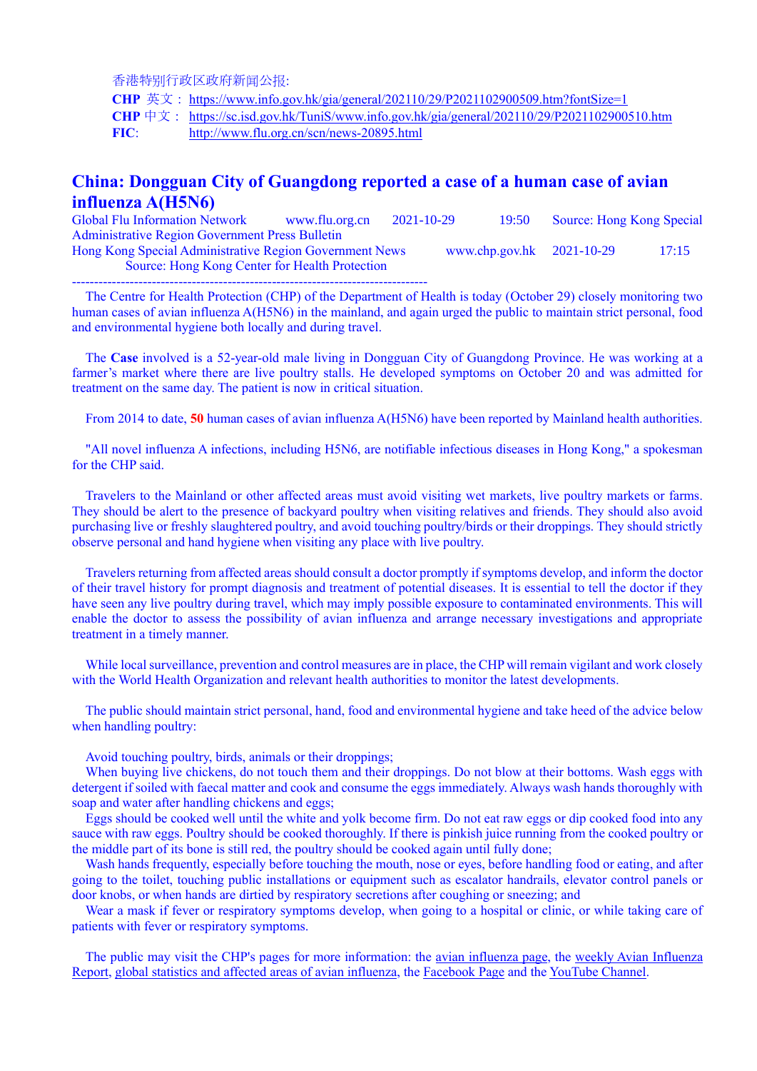香港特别行政区政府新闻公报:

**CHP** 英文： https://www.info.gov.hk/gia/general/202110/29/P2021102900509.htm?fontSize=1

**CHP** 中文： https://sc.isd.gov.hk/TuniS/www.info.gov.hk/gia/general/202110/29/P2021102900510.htm

**FIC**: http://www.flu.org.cn/scn/news-20895.html

## China: Dongguan City of Guangdong reported a case of a human case of avian influenza A(H5N6)

Global Flu Information Network www.flu.org.cn 2021-10-29 19:50 Source: Hong Kong Special Administrative Region Government Press Bulletin

Hong Kong Special Administrative Region Government News www.chp.gov.hk 2021-10-29 17:15 Source: Hong Kong Center for Health Protection

--------------------------------------------------------------------------------

The Centre for Health Protection (CHP) of the Department of Health is today (October 29) closely monitoring two human cases of avian influenza A(H5N6) in the mainland, and again urged the public to maintain strict personal, food and environmental hygiene both locally and during travel.

The **Case** involved is a 52-year-old male living in Dongguan City of Guangdong Province. He was working at a farmer's market where there are live poultry stalls. He developed symptoms on October 20 and was admitted for treatment on the same day. The patient is now in critical situation.

From 2014 to date, **50** human cases of avian influenza A(H5N6) have been reported by Mainland health authorities.

"All novel influenza A infections, including H5N6, are notifiable infectious diseases in Hong Kong," a spokesman for the CHP said.

Travelers to the Mainland or other affected areas must avoid visiting wet markets, live poultry markets or farms. They should be alert to the presence of backyard poultry when visiting relatives and friends. They should also avoid purchasing live or freshly slaughtered poultry, and avoid touching poultry/birds or their droppings. They should strictly observe personal and hand hygiene when visiting any place with live poultry.

Travelers returning from affected areas should consult a doctor promptly if symptoms develop, and inform the doctor of their travel history for prompt diagnosis and treatment of potential diseases. It is essential to tell the doctor if they have seen any live poultry during travel, which may imply possible exposure to contaminated environments. This will enable the doctor to assess the possibility of avian influenza and arrange necessary investigations and appropriate treatment in a timely manner.

While local surveillance, prevention and control measures are in place, the CHP will remain vigilant and work closely with the World Health Organization and relevant health authorities to monitor the latest developments.

The public should maintain strict personal, hand, food and environmental hygiene and take heed of the advice below when handling poultry:

Avoid touching poultry, birds, animals or their droppings;

When buying live chickens, do not touch them and their droppings. Do not blow at their bottoms. Wash eggs with detergent if soiled with faecal matter and cook and consume the eggs immediately. Always wash hands thoroughly with soap and water after handling chickens and eggs;

Eggs should be cooked well until the white and yolk become firm. Do not eat raw eggs or dip cooked food into any sauce with raw eggs. Poultry should be cooked thoroughly. If there is pinkish juice running from the cooked poultry or the middle part of its bone is still red, the poultry should be cooked again until fully done;

Wash hands frequently, especially before touching the mouth, nose or eyes, before handling food or eating, and after going to the toilet, touching public installations or equipment such as escalator handrails, elevator control panels or door knobs, or when hands are dirtied by respiratory secretions after coughing or sneezing; and

Wear a mask if fever or respiratory symptoms develop, when going to a hospital or clinic, or while taking care of patients with fever or respiratory symptoms.

The public may visit the CHP's pages for more information: the avian influenza page, the weekly Avian Influenza Report, global statistics and affected areas of avian influenza, the Facebook Page and the YouTube Channel.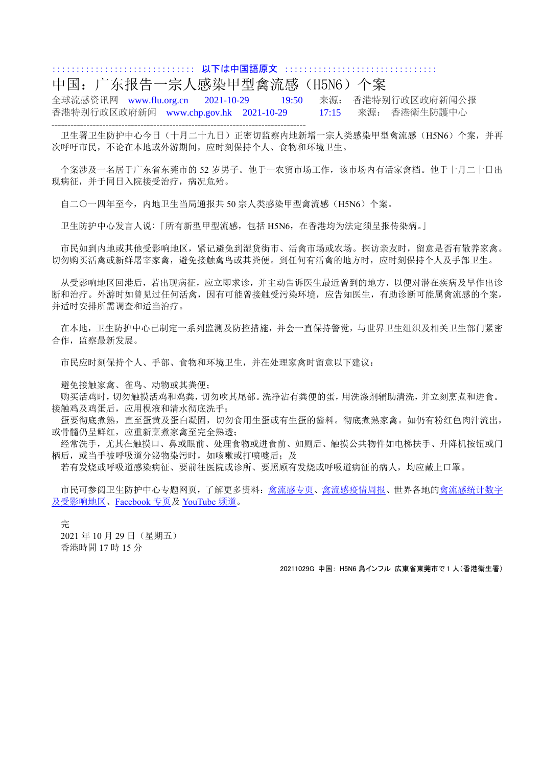:::::::::::::::::::::::::::::: 以下は中国語原文 ::::::::::::::::::::::::::::::::

# 中国：广东报告一宗人感染甲型禽流感（H5N6）个案

全球流感资讯网 www.flu.org.cn 2021-10-29 19:50 来源： 香港特别行政区政府新闻公报
香港特别行政区政府新闻 www.chp.gov.hk 2021-10-29 17:15 来源： 香港衛生防護中心

--------------------------------------------------------------------------------

卫生署卫生防护中心今日（十月二十九日）正密切监察内地新增一宗人类感染甲型禽流感（H5N6）个案，并再次呼吁市民，不论在本地或外游期间，应时刻保持个人、食物和环境卫生。

个案涉及一名居于广东省东莞市的 52 岁男子。他于一农贸市场工作，该市场内有活家禽档。他于十月二十日出现病征，并于同日入院接受治疗，病况危殆。

自二〇一四年至今，内地卫生当局通报共 50 宗人类感染甲型禽流感（H5N6）个案。

卫生防护中心发言人说：「所有新型甲型流感，包括 H5N6，在香港均为法定须呈报传染病。」

市民如到内地或其他受影响地区，紧记避免到湿货街市、活禽市场或农场。探访亲友时，留意是否有散养家禽。切勿购买活禽或新鲜屠宰家禽，避免接触禽鸟或其粪便。到任何有活禽的地方时，应时刻保持个人及手部卫生。

从受影响地区回港后，若出现病征，应立即求诊，并主动告诉医生最近曾到的地方，以便对潜在疾病及早作出诊断和治疗。外游时如曾见过任何活禽，因有可能曾接触受污染环境，应告知医生，有助诊断可能属禽流感的个案，并适时安排所需调查和适当治疗。

在本地，卫生防护中心已制定一系列监测及防控措施，并会一直保持警觉，与世界卫生组织及相关卫生部门紧密合作，监察最新发展。

市民应时刻保持个人、手部、食物和环境卫生，并在处理家禽时留意以下建议：

避免接触家禽、雀鸟、动物或其粪便；
购买活鸡时，切勿触摸活鸡和鸡粪，切勿吹其尾部。洗净沾有粪便的蛋，用洗涤剂辅助清洗，并立刻烹煮和进食。接触鸡及鸡蛋后，应用梘液和清水彻底洗手；
蛋要彻底煮熟，直至蛋黄及蛋白凝固，切勿食用生蛋或有生蛋的酱料。彻底煮熟家禽。如仍有粉红色肉汁流出，或骨髓仍呈鲜红，应重新烹煮家禽至完全熟透；
经常洗手，尤其在触摸口、鼻或眼前、处理食物或进食前、如厕后、触摸公共物件如电梯扶手、升降机按钮或门柄后，或当手被呼吸道分泌物染污时，如咳嗽或打喷嚏后；及
若有发烧或呼吸道感染病征、要前往医院或诊所、要照顾有发烧或呼吸道病征的病人，均应戴上口罩。

市民可参阅卫生防护中心专题网页，了解更多资料：禽流感专页、禽流感疫情周报、世界各地的禽流感统计数字及受影响地区、Facebook 专页及 YouTube 频道。

完
2021 年 10 月 29 日（星期五）
香港時間 17 時 15 分

20211029G 中国：H5N6 鳥インフル 広東省東莞市で 1 人（香港衛生署）